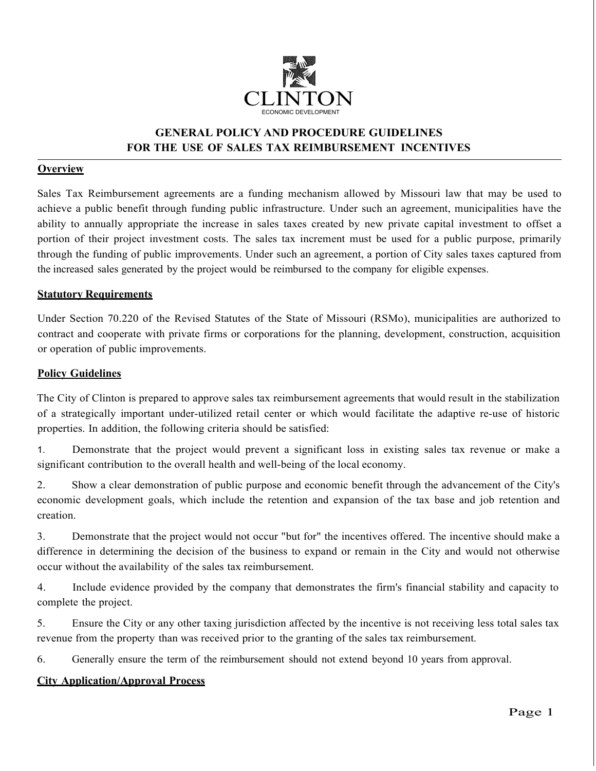CLINTON

ECONOMIC DEVELOPMENT

# GENERAL POLICY AND PROCEDURE GUIDELINES FOR THE USE OF SALES TAX REIMBURSEMENT INCENTIVES

## Overview

Sales Tax Reimbursement agreements are a funding mechanism allowed by Missouri law that may be used to achieve a public benefit through funding public infrastructure. Under such an agreement, municipalities have the ability to annually appropriate the increase in sales taxes created by new private capital investment to offset a portion of their project investment costs. The sales tax increment must be used for a public purpose, primarily through the funding of public improvements. Under such an agreement, a portion of City sales taxes captured from the increased sales generated by the project would be reimbursed to the company for eligible expenses.

## Statutory Requirements

Under Section 70.220 of the Revised Statutes of the State of Missouri (RSMo), municipalities are authorized to contract and cooperate with private firms or corporations for the planning, development, construction, acquisition or operation of public improvements.

## Policy Guidelines

The City of Clinton is prepared to approve sales tax reimbursement agreements that would result in the stabilization of a strategically important under-utilized retail center or which would facilitate the adaptive re-use of historic properties. In addition, the following criteria should be satisfied:

1. Demonstrate that the project would prevent a significant loss in existing sales tax revenue or make a significant contribution to the overall health and well-being of the local economy.
2. Show a clear demonstration of public purpose and economic benefit through the advancement of the City's economic development goals, which include the retention and expansion of the tax base and job retention and creation.
3. Demonstrate that the project would not occur "but for" the incentives offered. The incentive should make a difference in determining the decision of the business to expand or remain in the City and would not otherwise occur without the availability of the sales tax reimbursement.
4. Include evidence provided by the company that demonstrates the firm's financial stability and capacity to complete the project.
5. Ensure the City or any other taxing jurisdiction affected by the incentive is not receiving less total sales tax revenue from the property than was received prior to the granting of the sales tax reimbursement.
6. Generally ensure the term of the reimbursement should not extend beyond 10 years from approval.

## City Application/Approval Process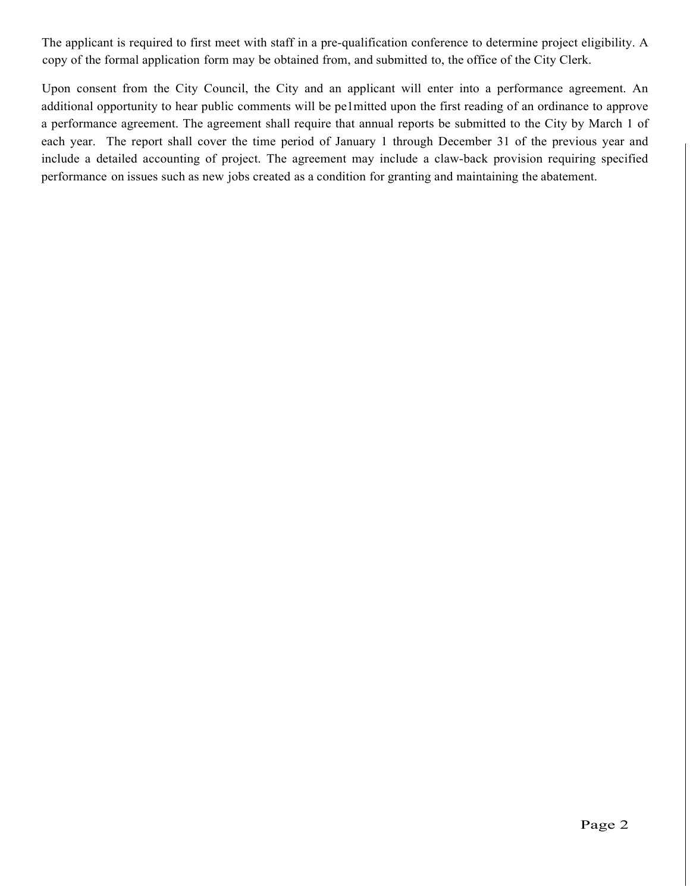The applicant is required to first meet with staff in a pre-qualification conference to determine project eligibility. A copy of the formal application form may be obtained from, and submitted to, the office of the City Clerk.

Upon consent from the City Council, the City and an applicant will enter into a performance agreement. An additional opportunity to hear public comments will be pe1mitted upon the first reading of an ordinance to approve a performance agreement. The agreement shall require that annual reports be submitted to the City by March 1 of each year. The report shall cover the time period of January 1 through December 31 of the previous year and include a detailed accounting of project. The agreement may include a claw-back provision requiring specified performance on issues such as new jobs created as a condition for granting and maintaining the abatement.